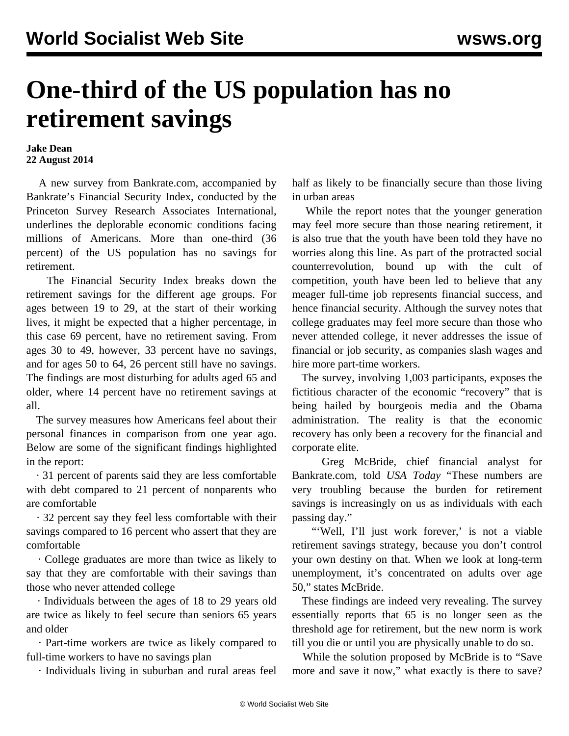# One-third of the US population has no retirement savings

**Jake Dean**
**22 August 2014**

A new survey from Bankrate.com, accompanied by Bankrate's Financial Security Index, conducted by the Princeton Survey Research Associates International, underlines the deplorable economic conditions facing millions of Americans. More than one-third (36 percent) of the US population has no savings for retirement.

The Financial Security Index breaks down the retirement savings for the different age groups. For ages between 19 to 29, at the start of their working lives, it might be expected that a higher percentage, in this case 69 percent, have no retirement saving. From ages 30 to 49, however, 33 percent have no savings, and for ages 50 to 64, 26 percent still have no savings. The findings are most disturbing for adults aged 65 and older, where 14 percent have no retirement savings at all.

The survey measures how Americans feel about their personal finances in comparison from one year ago. Below are some of the significant findings highlighted in the report:

· 31 percent of parents said they are less comfortable with debt compared to 21 percent of nonparents who are comfortable

· 32 percent say they feel less comfortable with their savings compared to 16 percent who assert that they are comfortable

· College graduates are more than twice as likely to say that they are comfortable with their savings than those who never attended college

· Individuals between the ages of 18 to 29 years old are twice as likely to feel secure than seniors 65 years and older

· Part-time workers are twice as likely compared to full-time workers to have no savings plan

· Individuals living in suburban and rural areas feel half as likely to be financially secure than those living in urban areas

While the report notes that the younger generation may feel more secure than those nearing retirement, it is also true that the youth have been told they have no worries along this line. As part of the protracted social counterrevolution, bound up with the cult of competition, youth have been led to believe that any meager full-time job represents financial success, and hence financial security. Although the survey notes that college graduates may feel more secure than those who never attended college, it never addresses the issue of financial or job security, as companies slash wages and hire more part-time workers.

The survey, involving 1,003 participants, exposes the fictitious character of the economic "recovery" that is being hailed by bourgeois media and the Obama administration. The reality is that the economic recovery has only been a recovery for the financial and corporate elite.

Greg McBride, chief financial analyst for Bankrate.com, told *USA Today* "These numbers are very troubling because the burden for retirement savings is increasingly on us as individuals with each passing day."

"'Well, I'll just work forever,' is not a viable retirement savings strategy, because you don't control your own destiny on that. When we look at long-term unemployment, it's concentrated on adults over age 50," states McBride.

These findings are indeed very revealing. The survey essentially reports that 65 is no longer seen as the threshold age for retirement, but the new norm is work till you die or until you are physically unable to do so.

While the solution proposed by McBride is to "Save more and save it now," what exactly is there to save?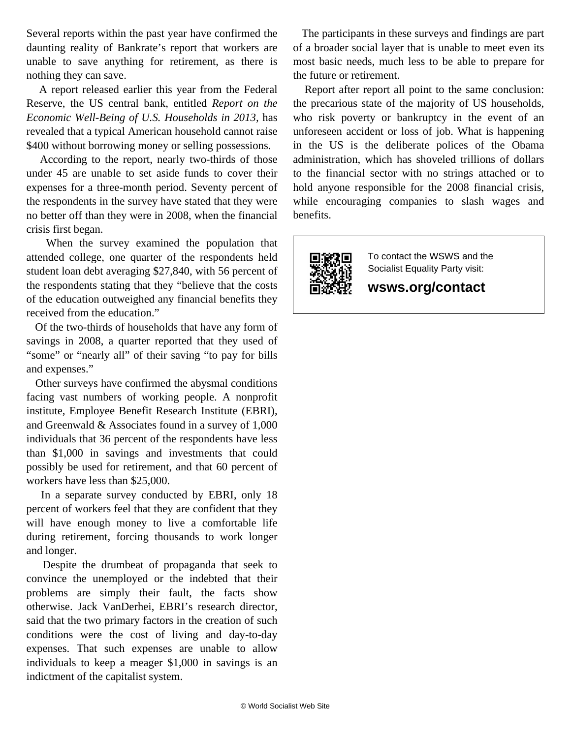Several reports within the past year have confirmed the daunting reality of Bankrate's report that workers are unable to save anything for retirement, as there is nothing they can save.

A report released earlier this year from the Federal Reserve, the US central bank, entitled *Report on the Economic Well-Being of U.S. Households in 2013*, has revealed that a typical American household cannot raise $400 without borrowing money or selling possessions.

According to the report, nearly two-thirds of those under 45 are unable to set aside funds to cover their expenses for a three-month period. Seventy percent of the respondents in the survey have stated that they were no better off than they were in 2008, when the financial crisis first began.

When the survey examined the population that attended college, one quarter of the respondents held student loan debt averaging $27,840, with 56 percent of the respondents stating that they "believe that the costs of the education outweighed any financial benefits they received from the education."

Of the two-thirds of households that have any form of savings in 2008, a quarter reported that they used of "some" or "nearly all" of their saving "to pay for bills and expenses."

Other surveys have confirmed the abysmal conditions facing vast numbers of working people. A nonprofit institute, Employee Benefit Research Institute (EBRI), and Greenwald & Associates found in a survey of 1,000 individuals that 36 percent of the respondents have less than $1,000 in savings and investments that could possibly be used for retirement, and that 60 percent of workers have less than $25,000.

In a separate survey conducted by EBRI, only 18 percent of workers feel that they are confident that they will have enough money to live a comfortable life during retirement, forcing thousands to work longer and longer.

Despite the drumbeat of propaganda that seek to convince the unemployed or the indebted that their problems are simply their fault, the facts show otherwise. Jack VanDerhei, EBRI's research director, said that the two primary factors in the creation of such conditions were the cost of living and day-to-day expenses. That such expenses are unable to allow individuals to keep a meager $1,000 in savings is an indictment of the capitalist system.

The participants in these surveys and findings are part of a broader social layer that is unable to meet even its most basic needs, much less to be able to prepare for the future or retirement.

Report after report all point to the same conclusion: the precarious state of the majority of US households, who risk poverty or bankruptcy in the event of an unforeseen accident or loss of job. What is happening in the US is the deliberate polices of the Obama administration, which has shoveled trillions of dollars to the financial sector with no strings attached or to hold anyone responsible for the 2008 financial crisis, while encouraging companies to slash wages and benefits.

To contact the WSWS and the Socialist Equality Party visit:

**wsws.org/contact**